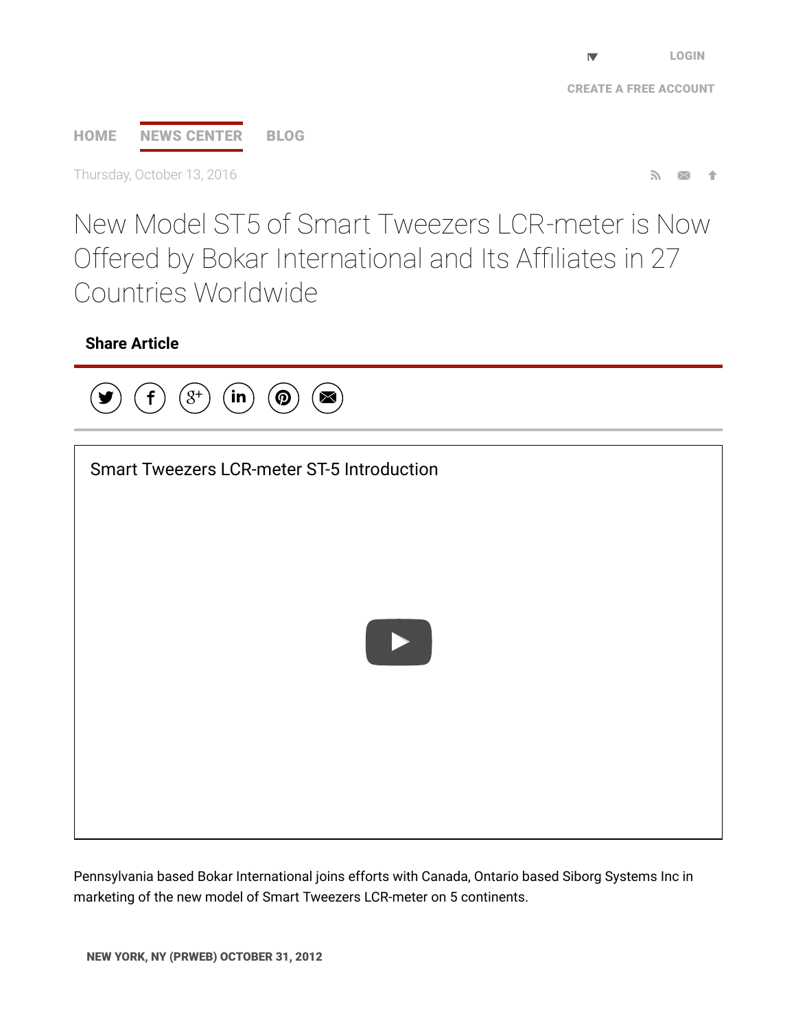LOGIN

CREATE A FREE ACCOUNT

HOME NEWS CENTER BLOG

Thursday, October 13, 2016

# New Model ST5 of Smart Tweezers LCR-meter is Now Offered by Bokar International and Its Affiliates in 27 Countries Worldwide

**Share Article**

Smart Tweezers LCR-meter ST-5 Introduction

Pennsylvania based Bokar International joins efforts with Canada, Ontario based Siborg Systems Inc in marketing of the new model of Smart Tweezers LCR-meter on 5 continents.

**NEW YORK, NY (PRWEB) OCTOBER 31, 2012**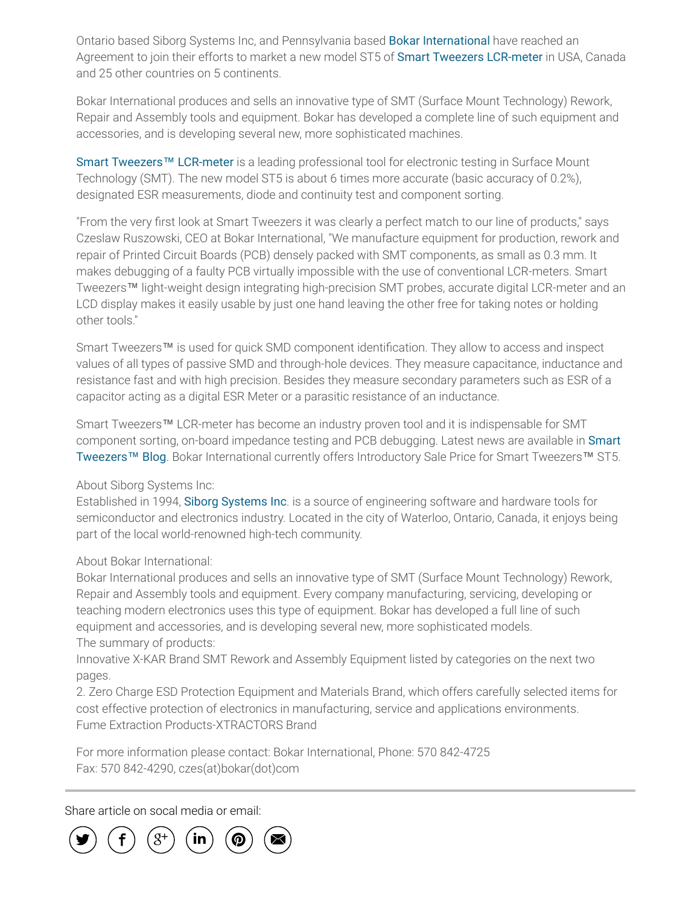Ontario based Siborg Systems Inc, and Pennsylvania based Bokar International have reached an Agreement to join their efforts to market a new model ST5 of Smart Tweezers LCR-meter in USA, Canada and 25 other countries on 5 continents.

Bokar International produces and sells an innovative type of SMT (Surface Mount Technology) Rework, Repair and Assembly tools and equipment. Bokar has developed a complete line of such equipment and accessories, and is developing several new, more sophisticated machines.

Smart Tweezers™ LCR-meter is a leading professional tool for electronic testing in Surface Mount Technology (SMT). The new model ST5 is about 6 times more accurate (basic accuracy of 0.2%), designated ESR measurements, diode and continuity test and component sorting.

"From the very first look at Smart Tweezers it was clearly a perfect match to our line of products," says Czeslaw Ruszowski, CEO at Bokar International, "We manufacture equipment for production, rework and repair of Printed Circuit Boards (PCB) densely packed with SMT components, as small as 0.3 mm. It makes debugging of a faulty PCB virtually impossible with the use of conventional LCR-meters. Smart Tweezers™ light-weight design integrating high-precision SMT probes, accurate digital LCR-meter and an LCD display makes it easily usable by just one hand leaving the other free for taking notes or holding other tools."

Smart Tweezers™ is used for quick SMD component identification. They allow to access and inspect values of all types of passive SMD and through-hole devices. They measure capacitance, inductance and resistance fast and with high precision. Besides they measure secondary parameters such as ESR of a capacitor acting as a digital ESR Meter or a parasitic resistance of an inductance.

Smart Tweezers™ LCR-meter has become an industry proven tool and it is indispensable for SMT component sorting, on-board impedance testing and PCB debugging. Latest news are available in Smart Tweezers™ Blog. Bokar International currently offers Introductory Sale Price for Smart Tweezers™ ST5.

About Siborg Systems Inc:
Established in 1994, Siborg Systems Inc. is a source of engineering software and hardware tools for semiconductor and electronics industry. Located in the city of Waterloo, Ontario, Canada, it enjoys being part of the local world-renowned high-tech community.

About Bokar International:
Bokar International produces and sells an innovative type of SMT (Surface Mount Technology) Rework, Repair and Assembly tools and equipment. Every company manufacturing, servicing, developing or teaching modern electronics uses this type of equipment. Bokar has developed a full line of such equipment and accessories, and is developing several new, more sophisticated models.
The summary of products:
Innovative X-KAR Brand SMT Rework and Assembly Equipment listed by categories on the next two pages.
2. Zero Charge ESD Protection Equipment and Materials Brand, which offers carefully selected items for cost effective protection of electronics in manufacturing, service and applications environments.
Fume Extraction Products-XTRACTORS Brand

For more information please contact: Bokar International, Phone: 570 842-4725
Fax: 570 842-4290, czes(at)bokar(dot)com

---

Share article on socal media or email: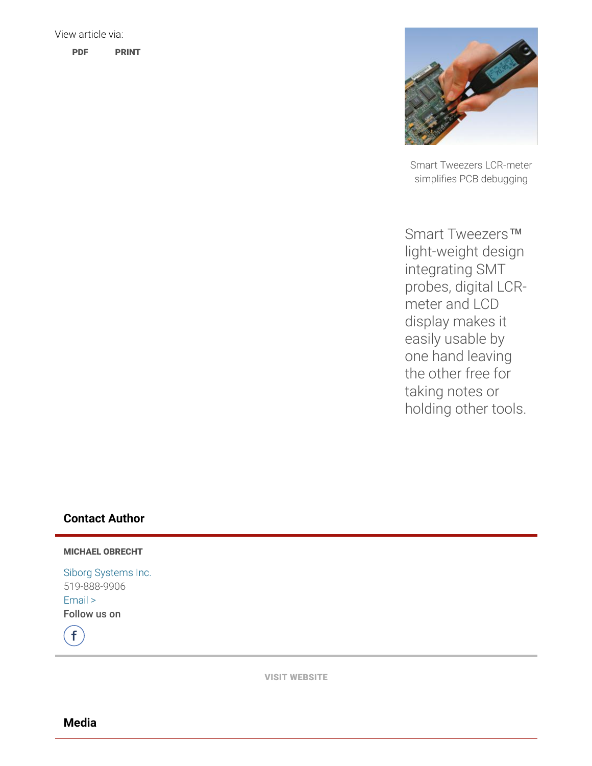View article via:

**PDF** **PRINT**

Smart Tweezers LCR-meter simplifies PCB debugging

Smart Tweezers™ light-weight design integrating SMT probes, digital LCR-meter and LCD display makes it easily usable by one hand leaving the other free for taking notes or holding other tools.

## Contact Author

**MICHAEL OBRECHT**

Siborg Systems Inc.
519-888-9906
Email >
**Follow us on**

**VISIT WEBSITE**

## Media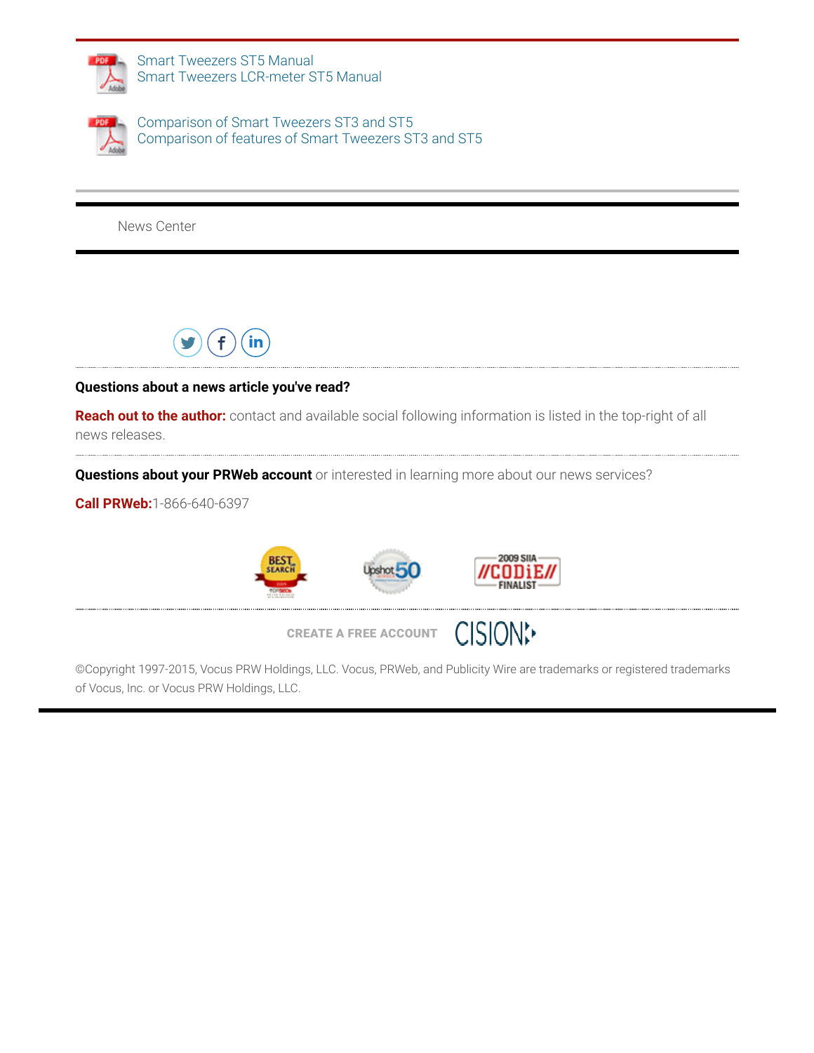Smart Tweezers ST5 Manual
Smart Tweezers LCR-meter ST5 Manual

Comparison of Smart Tweezers ST3 and ST5
Comparison of features of Smart Tweezers ST3 and ST5

News Center

**Questions about a news article you've read?**

**Reach out to the author:** contact and available social following information is listed in the top-right of all news releases.

**Questions about your PRWeb account** or interested in learning more about our news services?

**Call PRWeb:**1-866-640-6397

CREATE A FREE ACCOUNT

©Copyright 1997-2015, Vocus PRW Holdings, LLC. Vocus, PRWeb, and Publicity Wire are trademarks or registered trademarks of Vocus, Inc. or Vocus PRW Holdings, LLC.